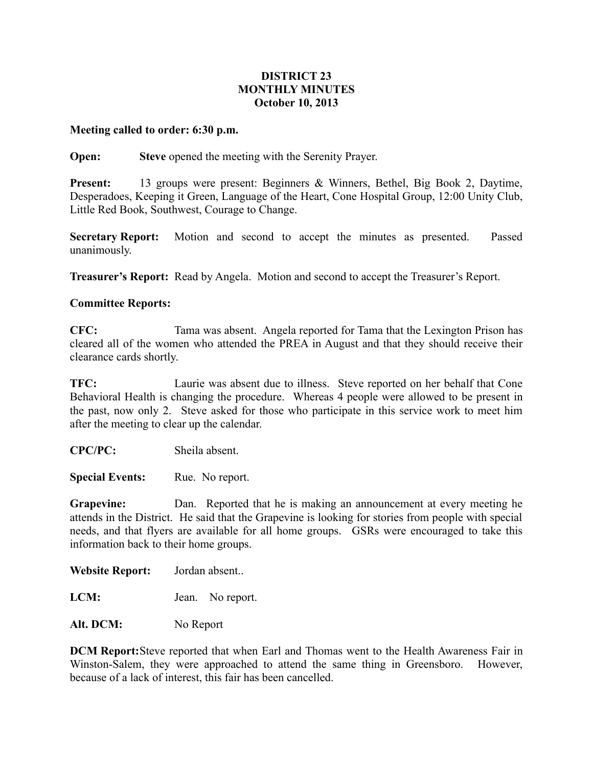# DISTRICT 23
## MONTHLY MINUTES
### October 10, 2013

**Meeting called to order: 6:30 p.m.**

**Open:** **Steve** opened the meeting with the Serenity Prayer.

**Present:** 13 groups were present: Beginners & Winners, Bethel, Big Book 2, Daytime, Desperadoes, Keeping it Green, Language of the Heart, Cone Hospital Group, 12:00 Unity Club, Little Red Book, Southwest, Courage to Change.

**Secretary Report:** Motion and second to accept the minutes as presented. Passed unanimously.

**Treasurer's Report:** Read by Angela. Motion and second to accept the Treasurer's Report.

**Committee Reports:**

**CFC:** Tama was absent. Angela reported for Tama that the Lexington Prison has cleared all of the women who attended the PREA in August and that they should receive their clearance cards shortly.

**TFC:** Laurie was absent due to illness. Steve reported on her behalf that Cone Behavioral Health is changing the procedure. Whereas 4 people were allowed to be present in the past, now only 2. Steve asked for those who participate in this service work to meet him after the meeting to clear up the calendar.

**CPC/PC:** Sheila absent.

**Special Events:** Rue. No report.

**Grapevine:** Dan. Reported that he is making an announcement at every meeting he attends in the District. He said that the Grapevine is looking for stories from people with special needs, and that flyers are available for all home groups. GSRs were encouraged to take this information back to their home groups.

**Website Report:** Jordan absent..

**LCM:** Jean. No report.

**Alt. DCM:** No Report

**DCM Report:** Steve reported that when Earl and Thomas went to the Health Awareness Fair in Winston-Salem, they were approached to attend the same thing in Greensboro. However, because of a lack of interest, this fair has been cancelled.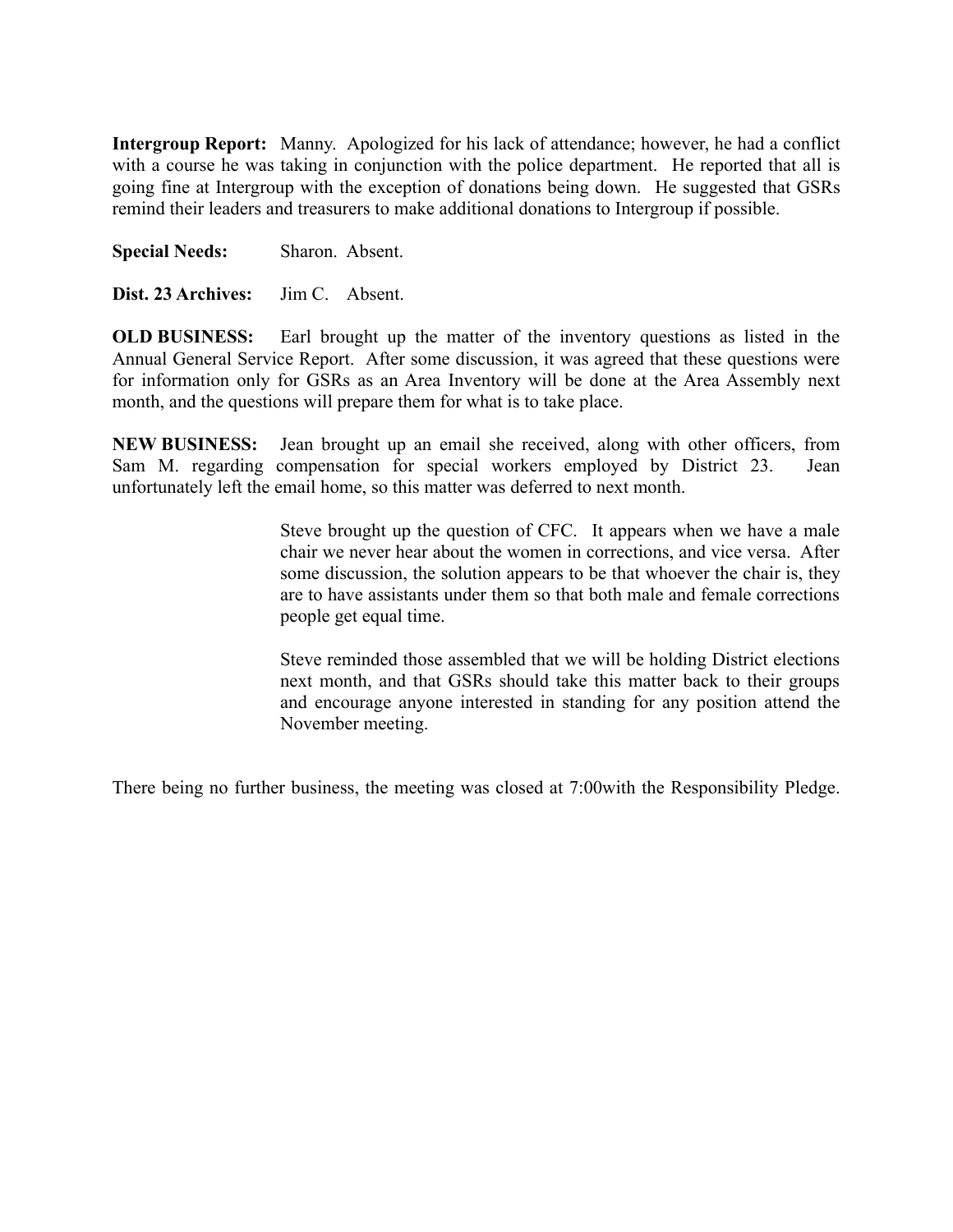**Intergroup Report:** Manny. Apologized for his lack of attendance; however, he had a conflict with a course he was taking in conjunction with the police department. He reported that all is going fine at Intergroup with the exception of donations being down. He suggested that GSRs remind their leaders and treasurers to make additional donations to Intergroup if possible.

**Special Needs:** Sharon. Absent.

**Dist. 23 Archives:** Jim C. Absent.

**OLD BUSINESS:** Earl brought up the matter of the inventory questions as listed in the Annual General Service Report. After some discussion, it was agreed that these questions were for information only for GSRs as an Area Inventory will be done at the Area Assembly next month, and the questions will prepare them for what is to take place.

**NEW BUSINESS:** Jean brought up an email she received, along with other officers, from Sam M. regarding compensation for special workers employed by District 23. Jean unfortunately left the email home, so this matter was deferred to next month.

Steve brought up the question of CFC. It appears when we have a male chair we never hear about the women in corrections, and vice versa. After some discussion, the solution appears to be that whoever the chair is, they are to have assistants under them so that both male and female corrections people get equal time.

Steve reminded those assembled that we will be holding District elections next month, and that GSRs should take this matter back to their groups and encourage anyone interested in standing for any position attend the November meeting.

There being no further business, the meeting was closed at 7:00with the Responsibility Pledge.